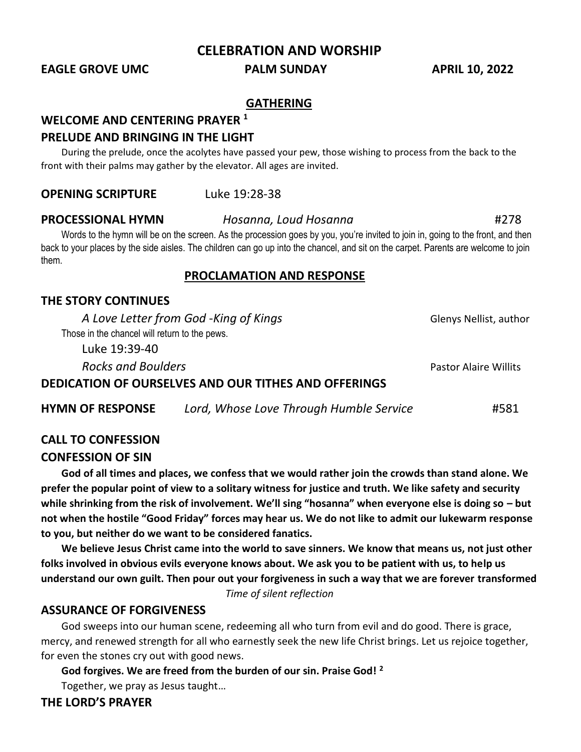# CELEBRATION AND WORSHIP

**EAGLE GROVE UMC** **PALM SUNDAY** **APRIL 10, 2022**

## GATHERING

### WELCOME AND CENTERING PRAYER [1]

### PRELUDE AND BRINGING IN THE LIGHT

During the prelude, once the acolytes have passed your pew, those wishing to process from the back to the front with their palms may gather by the elevator. All ages are invited.

**OPENING SCRIPTURE** Luke 19:28-38

**PROCESSIONAL HYMN** *Hosanna, Loud Hosanna* #278

Words to the hymn will be on the screen. As the procession goes by you, you're invited to join in, going to the front, and then back to your places by the side aisles. The children can go up into the chancel, and sit on the carpet. Parents are welcome to join them.

## PROCLAMATION AND RESPONSE

### THE STORY CONTINUES

*A Love Letter from God -King of Kings* Glenys Nellist, author

Those in the chancel will return to the pews.

Luke 19:39-40

*Rocks and Boulders* Pastor Alaire Willits

### DEDICATION OF OURSELVES AND OUR TITHES AND OFFERINGS

**HYMN OF RESPONSE** *Lord, Whose Love Through Humble Service* #581

### CALL TO CONFESSION

### CONFESSION OF SIN

**God of all times and places, we confess that we would rather join the crowds than stand alone. We prefer the popular point of view to a solitary witness for justice and truth. We like safety and security while shrinking from the risk of involvement. We'll sing "hosanna" when everyone else is doing so – but not when the hostile "Good Friday" forces may hear us. We do not like to admit our lukewarm response to you, but neither do we want to be considered fanatics.**

**We believe Jesus Christ came into the world to save sinners. We know that means us, not just other folks involved in obvious evils everyone knows about. We ask you to be patient with us, to help us understand our own guilt. Then pour out your forgiveness in such a way that we are forever transformed**

*Time of silent reflection*

### ASSURANCE OF FORGIVENESS

God sweeps into our human scene, redeeming all who turn from evil and do good. There is grace, mercy, and renewed strength for all who earnestly seek the new life Christ brings. Let us rejoice together, for even the stones cry out with good news.

**God forgives. We are freed from the burden of our sin. Praise God! [2]**

Together, we pray as Jesus taught…

### THE LORD'S PRAYER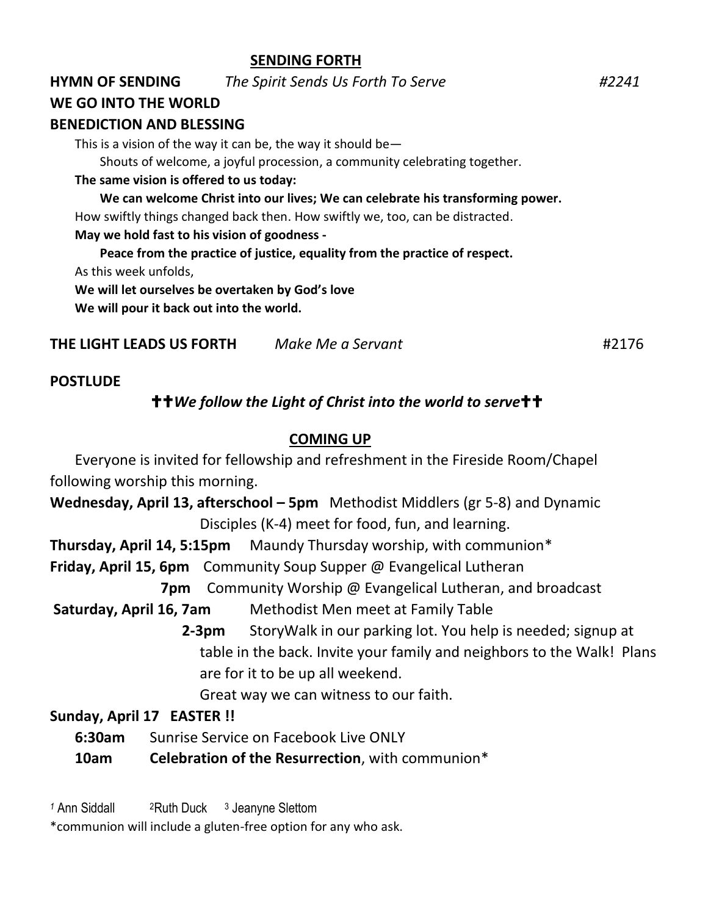## SENDING FORTH

**HYMN OF SENDING** *The Spirit Sends Us Forth To Serve* *#2241*

**WE GO INTO THE WORLD**

**BENEDICTION AND BLESSING**

This is a vision of the way it can be, the way it should be—
Shouts of welcome, a joyful procession, a community celebrating together.
**The same vision is offered to us today:**
**We can welcome Christ into our lives; We can celebrate his transforming power.**
How swiftly things changed back then. How swiftly we, too, can be distracted.
**May we hold fast to his vision of goodness -**
**Peace from the practice of justice, equality from the practice of respect.**
As this week unfolds,
**We will let ourselves be overtaken by God's love**
**We will pour it back out into the world.**

**THE LIGHT LEADS US FORTH** *Make Me a Servant* #2176

**POSTLUDE**

✝✝***We follow the Light of Christ into the world to serve***✝✝

## COMING UP

Everyone is invited for fellowship and refreshment in the Fireside Room/Chapel following worship this morning.

**Wednesday, April 13, afterschool – 5pm** Methodist Middlers (gr 5-8) and Dynamic Disciples (K-4) meet for food, fun, and learning.

**Thursday, April 14, 5:15pm** Maundy Thursday worship, with communion*

**Friday, April 15, 6pm** Community Soup Supper @ Evangelical Lutheran
**7pm** Community Worship @ Evangelical Lutheran, and broadcast

**Saturday, April 16, 7am** Methodist Men meet at Family Table
**2-3pm** StoryWalk in our parking lot. You help is needed; signup at table in the back. Invite your family and neighbors to the Walk! Plans are for it to be up all weekend.
Great way we can witness to our faith.

**Sunday, April 17 EASTER !!**
**6:30am** Sunrise Service on Facebook Live ONLY
**10am** **Celebration of the Resurrection**, with communion*

[1] Ann Siddall [2] Ruth Duck [3] Jeanyne Slettom

*communion will include a gluten-free option for any who ask.